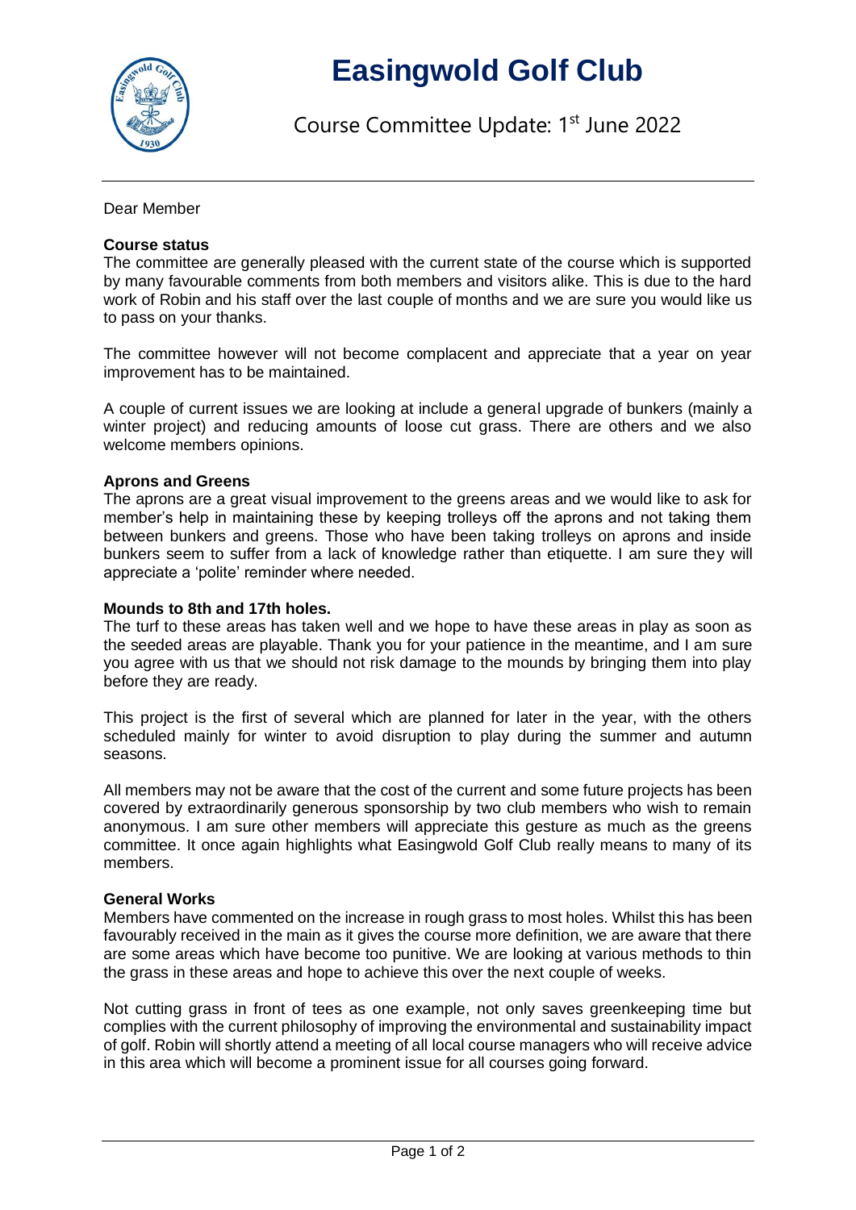# Easingwold Golf Club

Course Committee Update: 1st June 2022

Dear Member

**Course status**

The committee are generally pleased with the current state of the course which is supported by many favourable comments from both members and visitors alike. This is due to the hard work of Robin and his staff over the last couple of months and we are sure you would like us to pass on your thanks.

The committee however will not become complacent and appreciate that a year on year improvement has to be maintained.

A couple of current issues we are looking at include a general upgrade of bunkers (mainly a winter project) and reducing amounts of loose cut grass. There are others and we also welcome members opinions.

**Aprons and Greens**

The aprons are a great visual improvement to the greens areas and we would like to ask for member's help in maintaining these by keeping trolleys off the aprons and not taking them between bunkers and greens. Those who have been taking trolleys on aprons and inside bunkers seem to suffer from a lack of knowledge rather than etiquette. I am sure they will appreciate a 'polite' reminder where needed.

**Mounds to 8th and 17th holes.**

The turf to these areas has taken well and we hope to have these areas in play as soon as the seeded areas are playable. Thank you for your patience in the meantime, and I am sure you agree with us that we should not risk damage to the mounds by bringing them into play before they are ready.

This project is the first of several which are planned for later in the year, with the others scheduled mainly for winter to avoid disruption to play during the summer and autumn seasons.

All members may not be aware that the cost of the current and some future projects has been covered by extraordinarily generous sponsorship by two club members who wish to remain anonymous. I am sure other members will appreciate this gesture as much as the greens committee. It once again highlights what Easingwold Golf Club really means to many of its members.

**General Works**

Members have commented on the increase in rough grass to most holes. Whilst this has been favourably received in the main as it gives the course more definition, we are aware that there are some areas which have become too punitive. We are looking at various methods to thin the grass in these areas and hope to achieve this over the next couple of weeks.

Not cutting grass in front of tees as one example, not only saves greenkeeping time but complies with the current philosophy of improving the environmental and sustainability impact of golf. Robin will shortly attend a meeting of all local course managers who will receive advice in this area which will become a prominent issue for all courses going forward.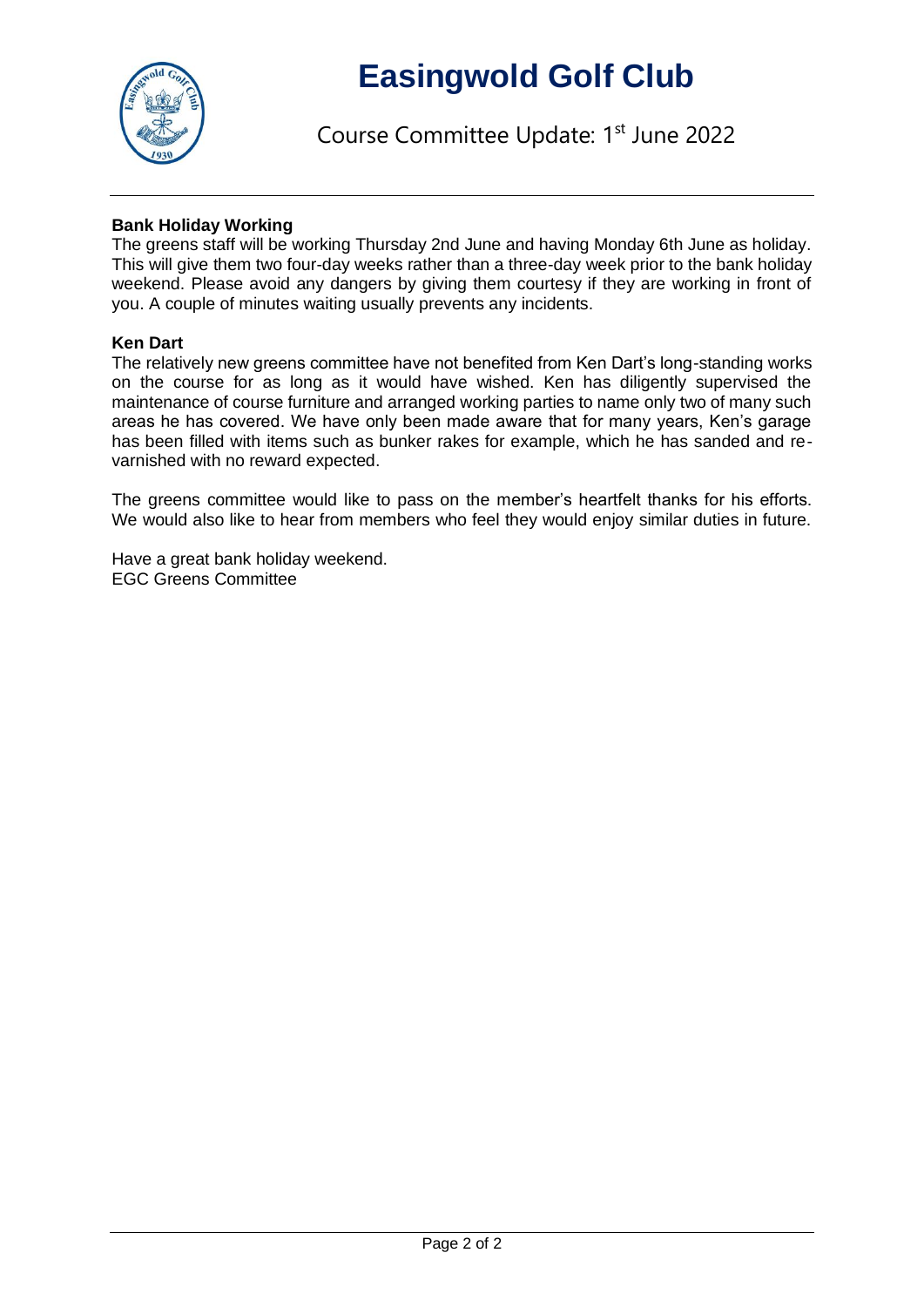# Easingwold Golf Club

Course Committee Update: 1st June 2022

**Bank Holiday Working**

The greens staff will be working Thursday 2nd June and having Monday 6th June as holiday. This will give them two four-day weeks rather than a three-day week prior to the bank holiday weekend. Please avoid any dangers by giving them courtesy if they are working in front of you. A couple of minutes waiting usually prevents any incidents.

**Ken Dart**

The relatively new greens committee have not benefited from Ken Dart's long-standing works on the course for as long as it would have wished. Ken has diligently supervised the maintenance of course furniture and arranged working parties to name only two of many such areas he has covered. We have only been made aware that for many years, Ken's garage has been filled with items such as bunker rakes for example, which he has sanded and re-varnished with no reward expected.

The greens committee would like to pass on the member's heartfelt thanks for his efforts. We would also like to hear from members who feel they would enjoy similar duties in future.

Have a great bank holiday weekend.
EGC Greens Committee